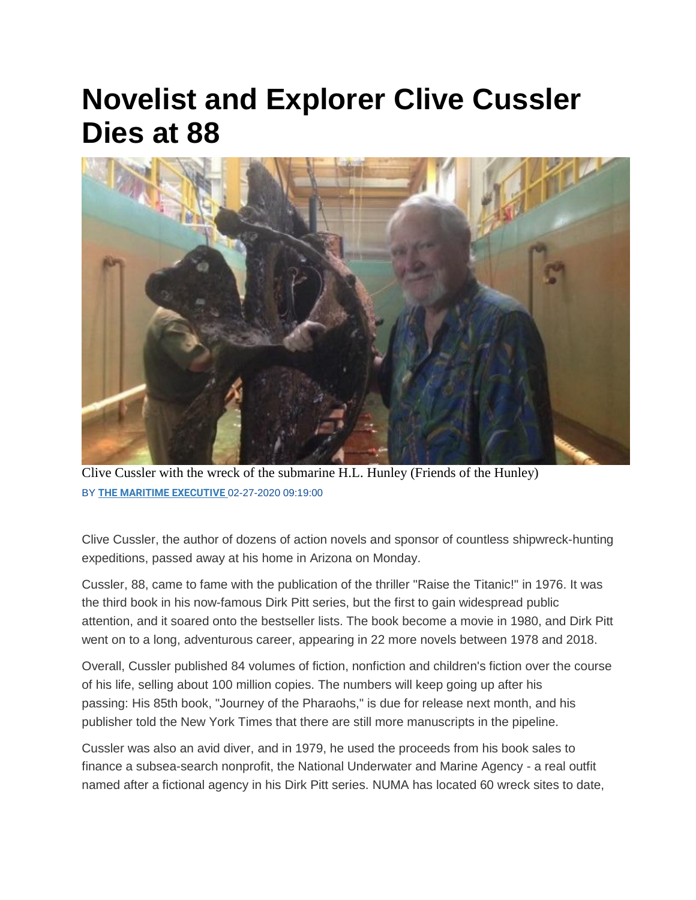# Novelist and Explorer Clive Cussler Dies at 88

Clive Cussler with the wreck of the submarine H.L. Hunley (Friends of the Hunley)

BY **THE MARITIME EXECUTIVE** 02-27-2020 09:19:00

Clive Cussler, the author of dozens of action novels and sponsor of countless shipwreck-hunting expeditions, passed away at his home in Arizona on Monday.

Cussler, 88, came to fame with the publication of the thriller "Raise the Titanic!" in 1976. It was the third book in his now-famous Dirk Pitt series, but the first to gain widespread public attention, and it soared onto the bestseller lists. The book become a movie in 1980, and Dirk Pitt went on to a long, adventurous career, appearing in 22 more novels between 1978 and 2018.

Overall, Cussler published 84 volumes of fiction, nonfiction and children's fiction over the course of his life, selling about 100 million copies. The numbers will keep going up after his passing: His 85th book, "Journey of the Pharaohs," is due for release next month, and his publisher told the New York Times that there are still more manuscripts in the pipeline.

Cussler was also an avid diver, and in 1979, he used the proceeds from his book sales to finance a subsea-search nonprofit, the National Underwater and Marine Agency - a real outfit named after a fictional agency in his Dirk Pitt series. NUMA has located 60 wreck sites to date,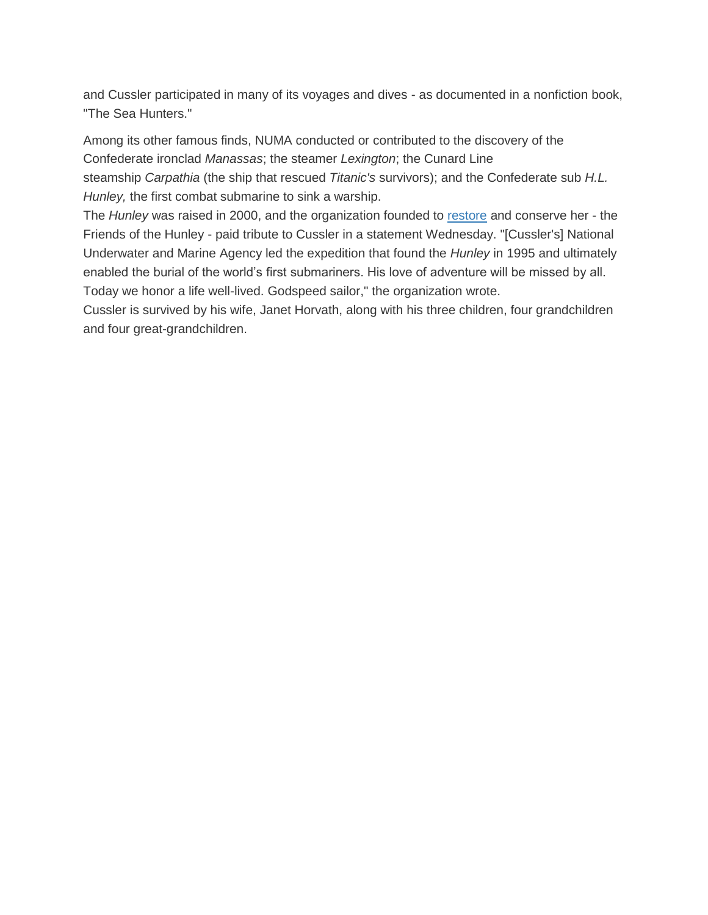and Cussler participated in many of its voyages and dives - as documented in a nonfiction book, "The Sea Hunters."

Among its other famous finds, NUMA conducted or contributed to the discovery of the Confederate ironclad *Manassas*; the steamer *Lexington*; the Cunard Line steamship *Carpathia* (the ship that rescued *Titanic's* survivors); and the Confederate sub *H.L. Hunley,* the first combat submarine to sink a warship.

The *Hunley* was raised in 2000, and the organization founded to restore and conserve her - the Friends of the Hunley - paid tribute to Cussler in a statement Wednesday. "[Cussler's] National Underwater and Marine Agency led the expedition that found the *Hunley* in 1995 and ultimately enabled the burial of the world's first submariners. His love of adventure will be missed by all. Today we honor a life well-lived. Godspeed sailor," the organization wrote.

Cussler is survived by his wife, Janet Horvath, along with his three children, four grandchildren and four great-grandchildren.